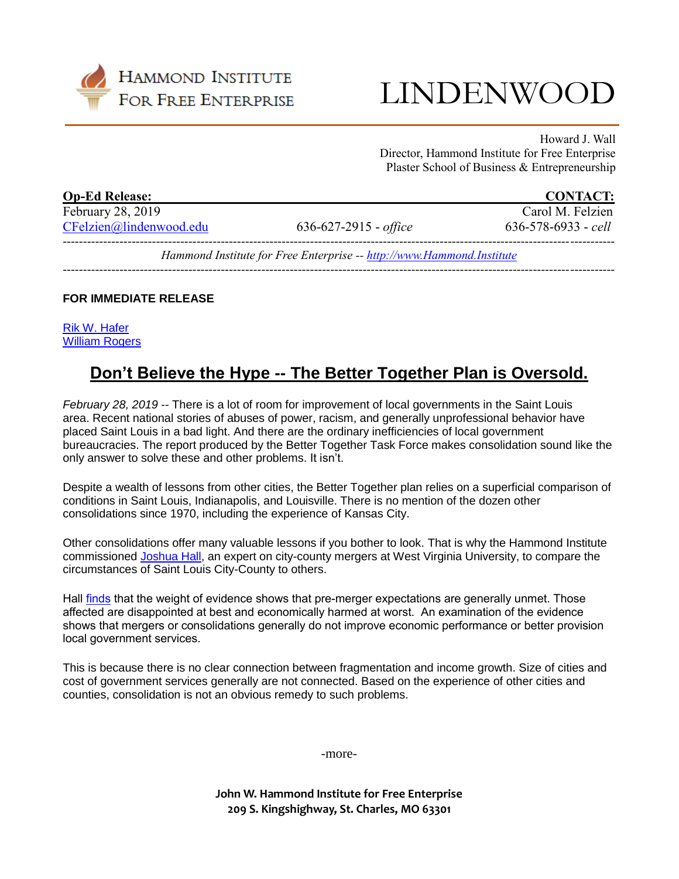HAMMOND INSTITUTE FOR FREE ENTERPRISE

LINDENWOOD

Howard J. Wall
Director, Hammond Institute for Free Enterprise
Plaster School of Business & Entrepreneurship

**Op-Ed Release:** **CONTACT:**

February 28, 2019 Carol M. Felzien

CFelzien@lindenwood.edu 636-627-2915 - *office* 636-578-6933 - *cell*

*Hammond Institute for Free Enterprise -- http://www.Hammond.Institute*

**FOR IMMEDIATE RELEASE**

Rik W. Hafer
William Rogers

# Don't Believe the Hype -- The Better Together Plan is Oversold.

*February 28, 2019* -- There is a lot of room for improvement of local governments in the Saint Louis area. Recent national stories of abuses of power, racism, and generally unprofessional behavior have placed Saint Louis in a bad light. And there are the ordinary inefficiencies of local government bureaucracies. The report produced by the Better Together Task Force makes consolidation sound like the only answer to solve these and other problems. It isn't.

Despite a wealth of lessons from other cities, the Better Together plan relies on a superficial comparison of conditions in Saint Louis, Indianapolis, and Louisville. There is no mention of the dozen other consolidations since 1970, including the experience of Kansas City.

Other consolidations offer many valuable lessons if you bother to look. That is why the Hammond Institute commissioned Joshua Hall, an expert on city-county mergers at West Virginia University, to compare the circumstances of Saint Louis City-County to others.

Hall finds that the weight of evidence shows that pre-merger expectations are generally unmet. Those affected are disappointed at best and economically harmed at worst. An examination of the evidence shows that mergers or consolidations generally do not improve economic performance or better provision local government services.

This is because there is no clear connection between fragmentation and income growth. Size of cities and cost of government services generally are not connected. Based on the experience of other cities and counties, consolidation is not an obvious remedy to such problems.

-more-

**John W. Hammond Institute for Free Enterprise**
**209 S. Kingshighway, St. Charles, MO 63301**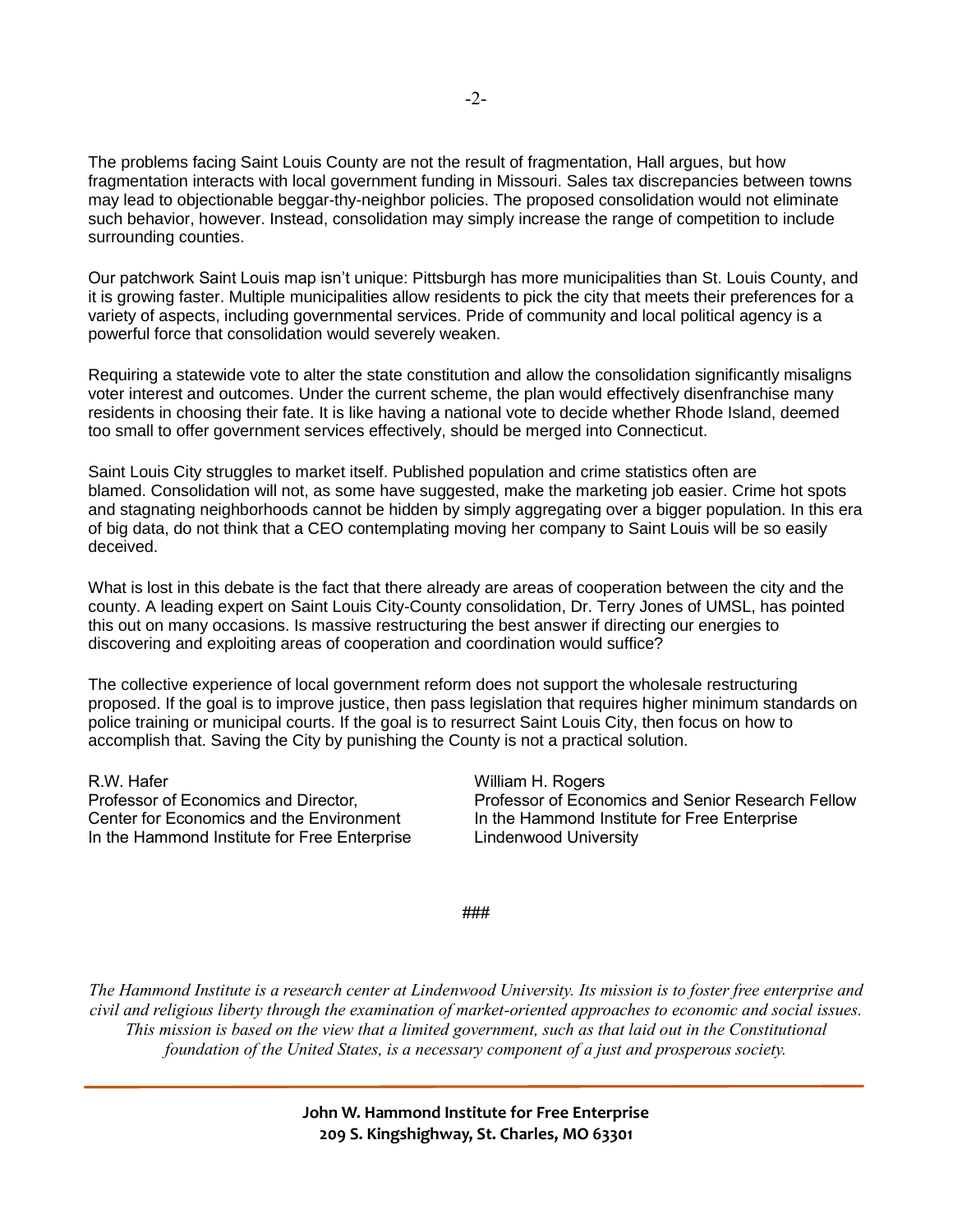The problems facing Saint Louis County are not the result of fragmentation, Hall argues, but how fragmentation interacts with local government funding in Missouri. Sales tax discrepancies between towns may lead to objectionable beggar-thy-neighbor policies. The proposed consolidation would not eliminate such behavior, however. Instead, consolidation may simply increase the range of competition to include surrounding counties.

Our patchwork Saint Louis map isn't unique: Pittsburgh has more municipalities than St. Louis County, and it is growing faster. Multiple municipalities allow residents to pick the city that meets their preferences for a variety of aspects, including governmental services. Pride of community and local political agency is a powerful force that consolidation would severely weaken.

Requiring a statewide vote to alter the state constitution and allow the consolidation significantly misaligns voter interest and outcomes. Under the current scheme, the plan would effectively disenfranchise many residents in choosing their fate. It is like having a national vote to decide whether Rhode Island, deemed too small to offer government services effectively, should be merged into Connecticut.

Saint Louis City struggles to market itself. Published population and crime statistics often are blamed. Consolidation will not, as some have suggested, make the marketing job easier. Crime hot spots and stagnating neighborhoods cannot be hidden by simply aggregating over a bigger population. In this era of big data, do not think that a CEO contemplating moving her company to Saint Louis will be so easily deceived.

What is lost in this debate is the fact that there already are areas of cooperation between the city and the county. A leading expert on Saint Louis City-County consolidation, Dr. Terry Jones of UMSL, has pointed this out on many occasions. Is massive restructuring the best answer if directing our energies to discovering and exploiting areas of cooperation and coordination would suffice?

The collective experience of local government reform does not support the wholesale restructuring proposed. If the goal is to improve justice, then pass legislation that requires higher minimum standards on police training or municipal courts. If the goal is to resurrect Saint Louis City, then focus on how to accomplish that. Saving the City by punishing the County is not a practical solution.

R.W. Hafer
Professor of Economics and Director,
Center for Economics and the Environment
In the Hammond Institute for Free Enterprise

William H. Rogers
Professor of Economics and Senior Research Fellow
In the Hammond Institute for Free Enterprise
Lindenwood University

###

*The Hammond Institute is a research center at Lindenwood University. Its mission is to foster free enterprise and civil and religious liberty through the examination of market-oriented approaches to economic and social issues. This mission is based on the view that a limited government, such as that laid out in the Constitutional foundation of the United States, is a necessary component of a just and prosperous society.*

**John W. Hammond Institute for Free Enterprise**
**209 S. Kingshighway, St. Charles, MO 63301**